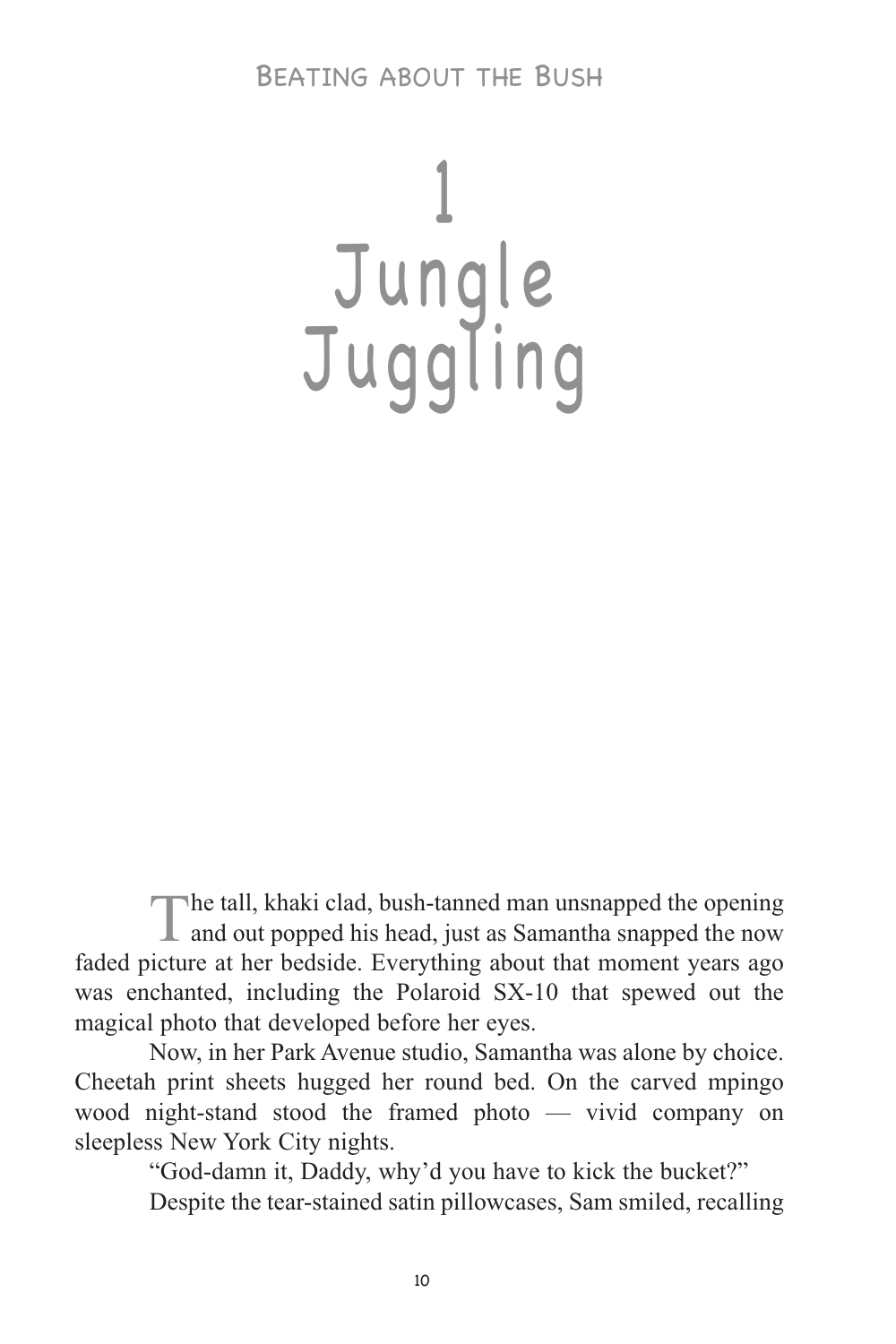# 1 Jungle Juggling

The tall, khaki clad, bush-tanned man unsnapped the opening and out popped his head, just as Samantha snapped the now faded picture at her bedside. Everything about that moment years ago was enchanted, including the Polaroid SX-10 that spewed out the magical photo that developed before her eyes.

Now, in her Park Avenue studio, Samantha was alone by choice. Cheetah print sheets hugged her round bed. On the carved mpingo wood night-stand stood the framed photo — vivid company on sleepless New York City nights.

"God-damn it, Daddy, why'd you have to kick the bucket?"

Despite the tear-stained satin pillowcases, Sam smiled, recalling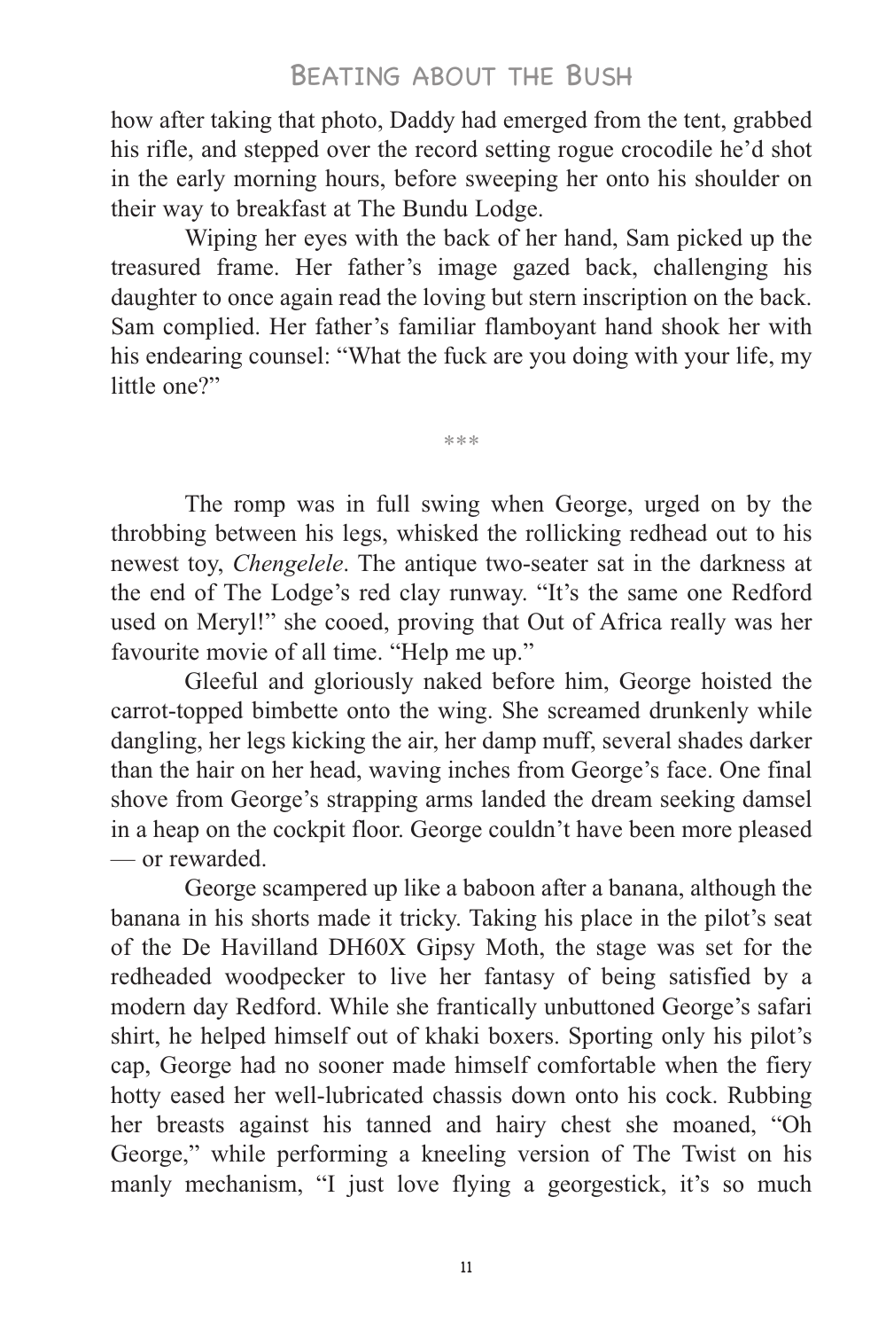how after taking that photo, Daddy had emerged from the tent, grabbed his rifle, and stepped over the record setting rogue crocodile he'd shot in the early morning hours, before sweeping her onto his shoulder on their way to breakfast at The Bundu Lodge.

Wiping her eyes with the back of her hand, Sam picked up the treasured frame. Her father's image gazed back, challenging his daughter to once again read the loving but stern inscription on the back. Sam complied. Her father's familiar flamboyant hand shook her with his endearing counsel: "What the fuck are you doing with your life, my little one?"

\*\*\*

The romp was in full swing when George, urged on by the throbbing between his legs, whisked the rollicking redhead out to his newest toy, *Chengelele*. The antique two-seater sat in the darkness at the end of The Lodge's red clay runway. "It's the same one Redford used on Meryl!" she cooed, proving that Out of Africa really was her favourite movie of all time. "Help me up."

Gleeful and gloriously naked before him, George hoisted the carrot-topped bimbette onto the wing. She screamed drunkenly while dangling, her legs kicking the air, her damp muff, several shades darker than the hair on her head, waving inches from George's face. One final shove from George's strapping arms landed the dream seeking damsel in a heap on the cockpit floor. George couldn't have been more pleased — or rewarded.

George scampered up like a baboon after a banana, although the banana in his shorts made it tricky. Taking his place in the pilot's seat of the De Havilland DH60X Gipsy Moth, the stage was set for the redheaded woodpecker to live her fantasy of being satisfied by a modern day Redford. While she frantically unbuttoned George's safari shirt, he helped himself out of khaki boxers. Sporting only his pilot's cap, George had no sooner made himself comfortable when the fiery hotty eased her well-lubricated chassis down onto his cock. Rubbing her breasts against his tanned and hairy chest she moaned, "Oh George," while performing a kneeling version of The Twist on his manly mechanism, "I just love flying a georgestick, it's so much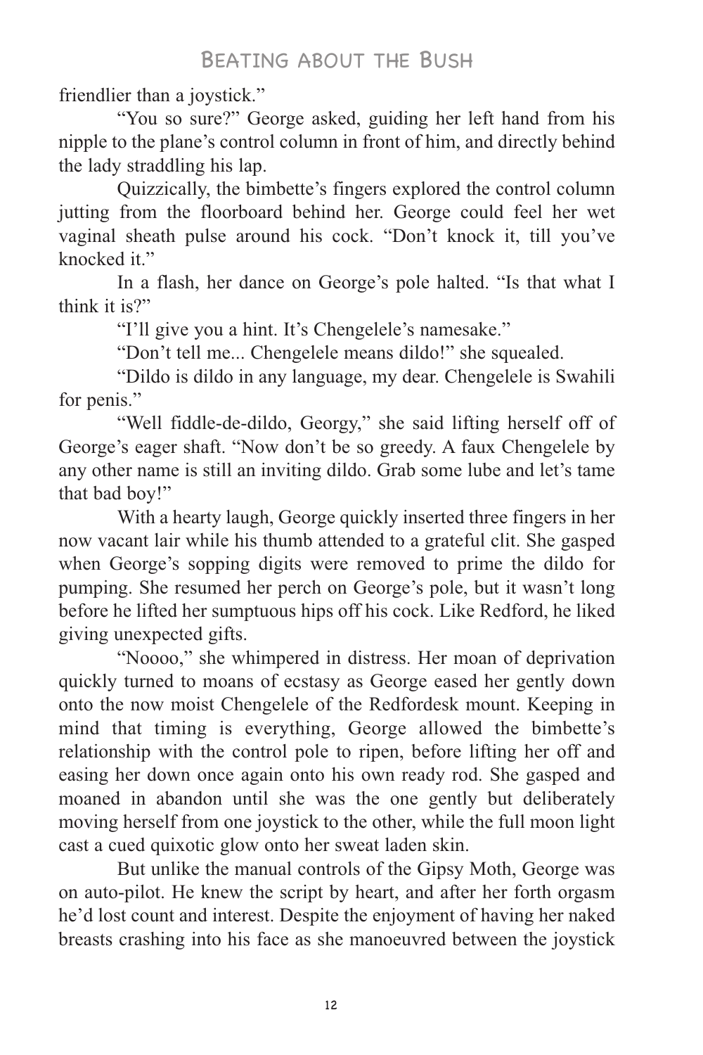friendlier than a joystick."

"You so sure?" George asked, guiding her left hand from his nipple to the plane's control column in front of him, and directly behind the lady straddling his lap.

Quizzically, the bimbette's fingers explored the control column jutting from the floorboard behind her. George could feel her wet vaginal sheath pulse around his cock. "Don't knock it, till you've knocked it."

In a flash, her dance on George's pole halted. "Is that what I think it is?"

"I'll give you a hint. It's Chengelele's namesake."

"Don't tell me... Chengelele means dildo!" she squealed.

"Dildo is dildo in any language, my dear. Chengelele is Swahili for penis."

"Well fiddle-de-dildo, Georgy," she said lifting herself off of George's eager shaft. "Now don't be so greedy. A faux Chengelele by any other name is still an inviting dildo. Grab some lube and let's tame that bad boy!"

With a hearty laugh, George quickly inserted three fingers in her now vacant lair while his thumb attended to a grateful clit. She gasped when George's sopping digits were removed to prime the dildo for pumping. She resumed her perch on George's pole, but it wasn't long before he lifted her sumptuous hips off his cock. Like Redford, he liked giving unexpected gifts.

"Noooo," she whimpered in distress. Her moan of deprivation quickly turned to moans of ecstasy as George eased her gently down onto the now moist Chengelele of the Redfordesk mount. Keeping in mind that timing is everything, George allowed the bimbette's relationship with the control pole to ripen, before lifting her off and easing her down once again onto his own ready rod. She gasped and moaned in abandon until she was the one gently but deliberately moving herself from one joystick to the other, while the full moon light cast a cued quixotic glow onto her sweat laden skin.

But unlike the manual controls of the Gipsy Moth, George was on auto-pilot. He knew the script by heart, and after her forth orgasm he'd lost count and interest. Despite the enjoyment of having her naked breasts crashing into his face as she manoeuvred between the joystick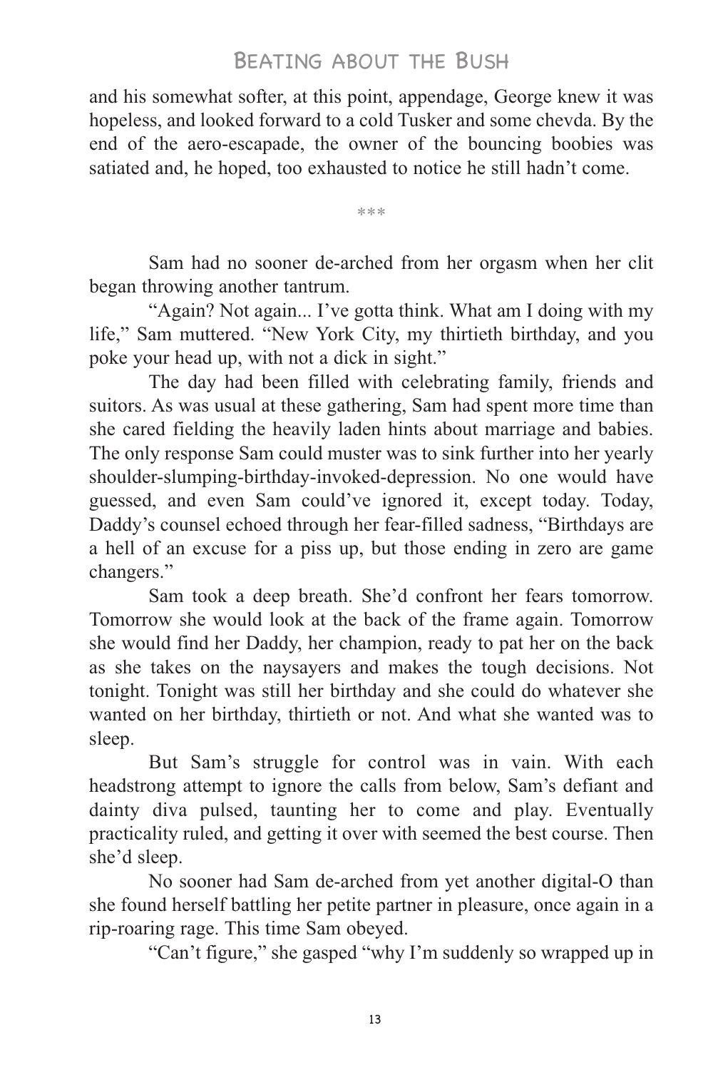and his somewhat softer, at this point, appendage, George knew it was hopeless, and looked forward to a cold Tusker and some chevda. By the end of the aero-escapade, the owner of the bouncing boobies was satiated and, he hoped, too exhausted to notice he still hadn't come.

\*\*\*

Sam had no sooner de-arched from her orgasm when her clit began throwing another tantrum.

"Again? Not again... I've gotta think. What am I doing with my life," Sam muttered. "New York City, my thirtieth birthday, and you poke your head up, with not a dick in sight."

The day had been filled with celebrating family, friends and suitors. As was usual at these gathering, Sam had spent more time than she cared fielding the heavily laden hints about marriage and babies. The only response Sam could muster was to sink further into her yearly shoulder-slumping-birthday-invoked-depression. No one would have guessed, and even Sam could've ignored it, except today. Today, Daddy's counsel echoed through her fear-filled sadness, "Birthdays are a hell of an excuse for a piss up, but those ending in zero are game changers."

Sam took a deep breath. She'd confront her fears tomorrow. Tomorrow she would look at the back of the frame again. Tomorrow she would find her Daddy, her champion, ready to pat her on the back as she takes on the naysayers and makes the tough decisions. Not tonight. Tonight was still her birthday and she could do whatever she wanted on her birthday, thirtieth or not. And what she wanted was to sleep.

But Sam's struggle for control was in vain. With each headstrong attempt to ignore the calls from below, Sam's defiant and dainty diva pulsed, taunting her to come and play. Eventually practicality ruled, and getting it over with seemed the best course. Then she'd sleep.

No sooner had Sam de-arched from yet another digital-O than she found herself battling her petite partner in pleasure, once again in a rip-roaring rage. This time Sam obeyed.

"Can't figure," she gasped "why I'm suddenly so wrapped up in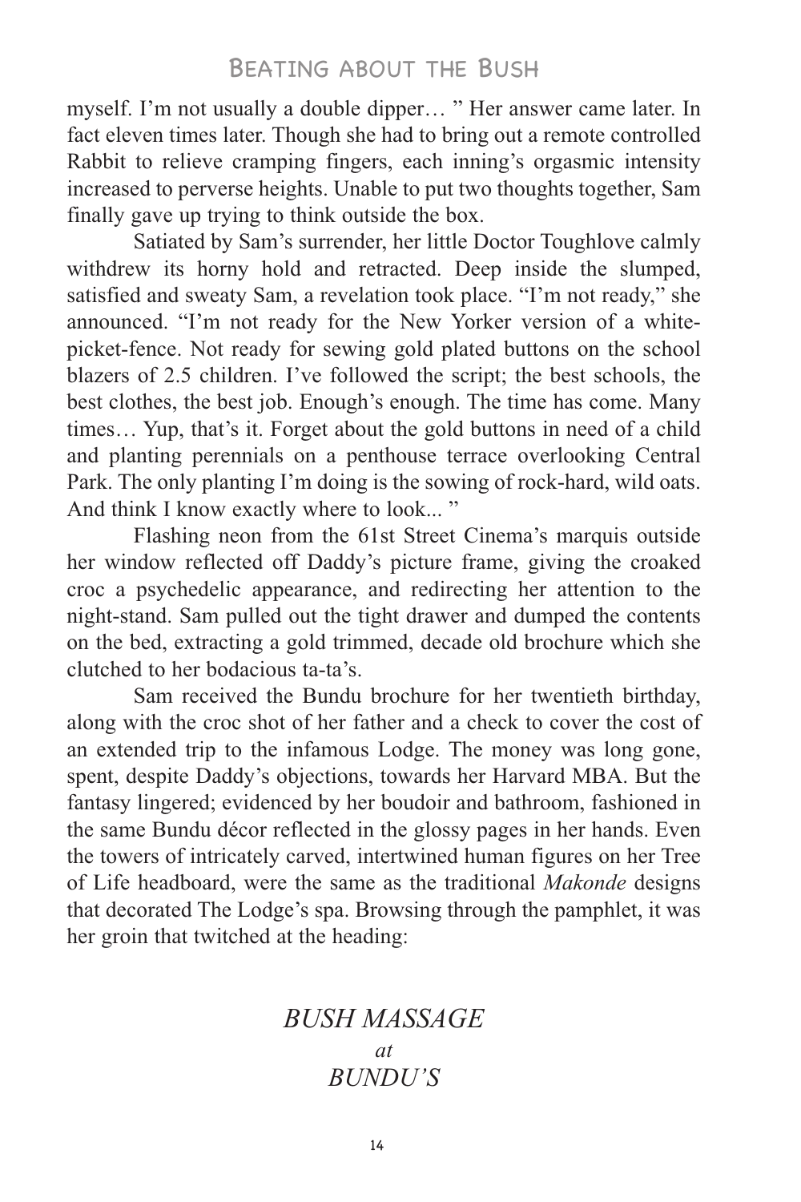myself. I'm not usually a double dipper… " Her answer came later. In fact eleven times later. Though she had to bring out a remote controlled Rabbit to relieve cramping fingers, each inning's orgasmic intensity increased to perverse heights. Unable to put two thoughts together, Sam finally gave up trying to think outside the box.

Satiated by Sam's surrender, her little Doctor Toughlove calmly withdrew its horny hold and retracted. Deep inside the slumped, satisfied and sweaty Sam, a revelation took place. "I'm not ready," she announced. "I'm not ready for the New Yorker version of a white-picket-fence. Not ready for sewing gold plated buttons on the school blazers of 2.5 children. I've followed the script; the best schools, the best clothes, the best job. Enough's enough. The time has come. Many times… Yup, that's it. Forget about the gold buttons in need of a child and planting perennials on a penthouse terrace overlooking Central Park. The only planting I'm doing is the sowing of rock-hard, wild oats. And think I know exactly where to look... "

Flashing neon from the 61st Street Cinema's marquis outside her window reflected off Daddy's picture frame, giving the croaked croc a psychedelic appearance, and redirecting her attention to the night-stand. Sam pulled out the tight drawer and dumped the contents on the bed, extracting a gold trimmed, decade old brochure which she clutched to her bodacious ta-ta's.

Sam received the Bundu brochure for her twentieth birthday, along with the croc shot of her father and a check to cover the cost of an extended trip to the infamous Lodge. The money was long gone, spent, despite Daddy's objections, towards her Harvard MBA. But the fantasy lingered; evidenced by her boudoir and bathroom, fashioned in the same Bundu décor reflected in the glossy pages in her hands. Even the towers of intricately carved, intertwined human figures on her Tree of Life headboard, were the same as the traditional *Makonde* designs that decorated The Lodge's spa. Browsing through the pamphlet, it was her groin that twitched at the heading:

*BUSH MASSAGE*
*at*
*BUNDU'S*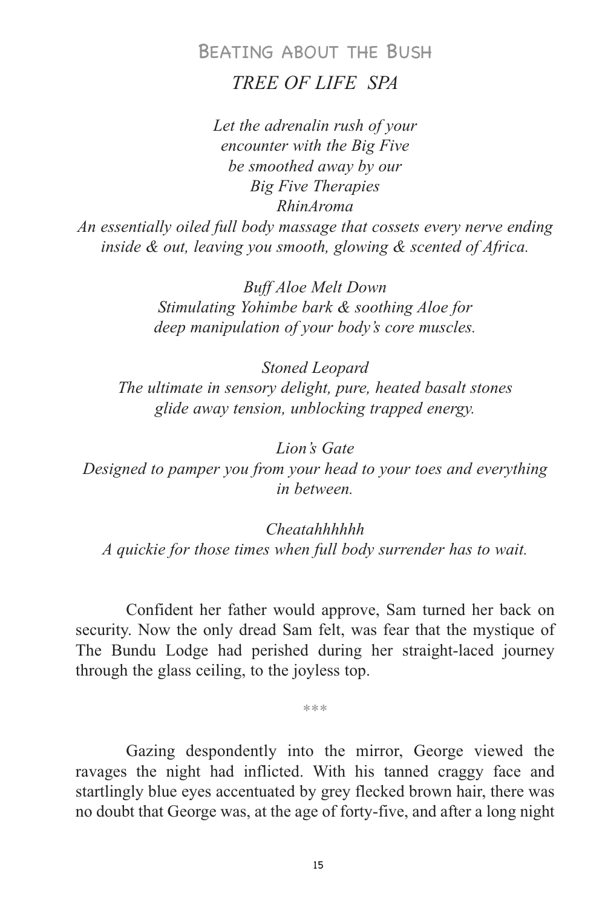*TREE OF LIFE SPA*

*Let the adrenalin rush of your encounter with the Big Five be smoothed away by our Big Five Therapies*

*RhinAroma*

*An essentially oiled full body massage that cossets every nerve ending inside & out, leaving you smooth, glowing & scented of Africa.*

*Buff Aloe Melt Down*

*Stimulating Yohimbe bark & soothing Aloe for deep manipulation of your body's core muscles.*

*Stoned Leopard*

*The ultimate in sensory delight, pure, heated basalt stones glide away tension, unblocking trapped energy.*

*Lion's Gate*

*Designed to pamper you from your head to your toes and everything in between.*

*Cheatahhhhhh*

*A quickie for those times when full body surrender has to wait.*

Confident her father would approve, Sam turned her back on security. Now the only dread Sam felt, was fear that the mystique of The Bundu Lodge had perished during her straight-laced journey through the glass ceiling, to the joyless top.

***

Gazing despondently into the mirror, George viewed the ravages the night had inflicted. With his tanned craggy face and startlingly blue eyes accentuated by grey flecked brown hair, there was no doubt that George was, at the age of forty-five, and after a long night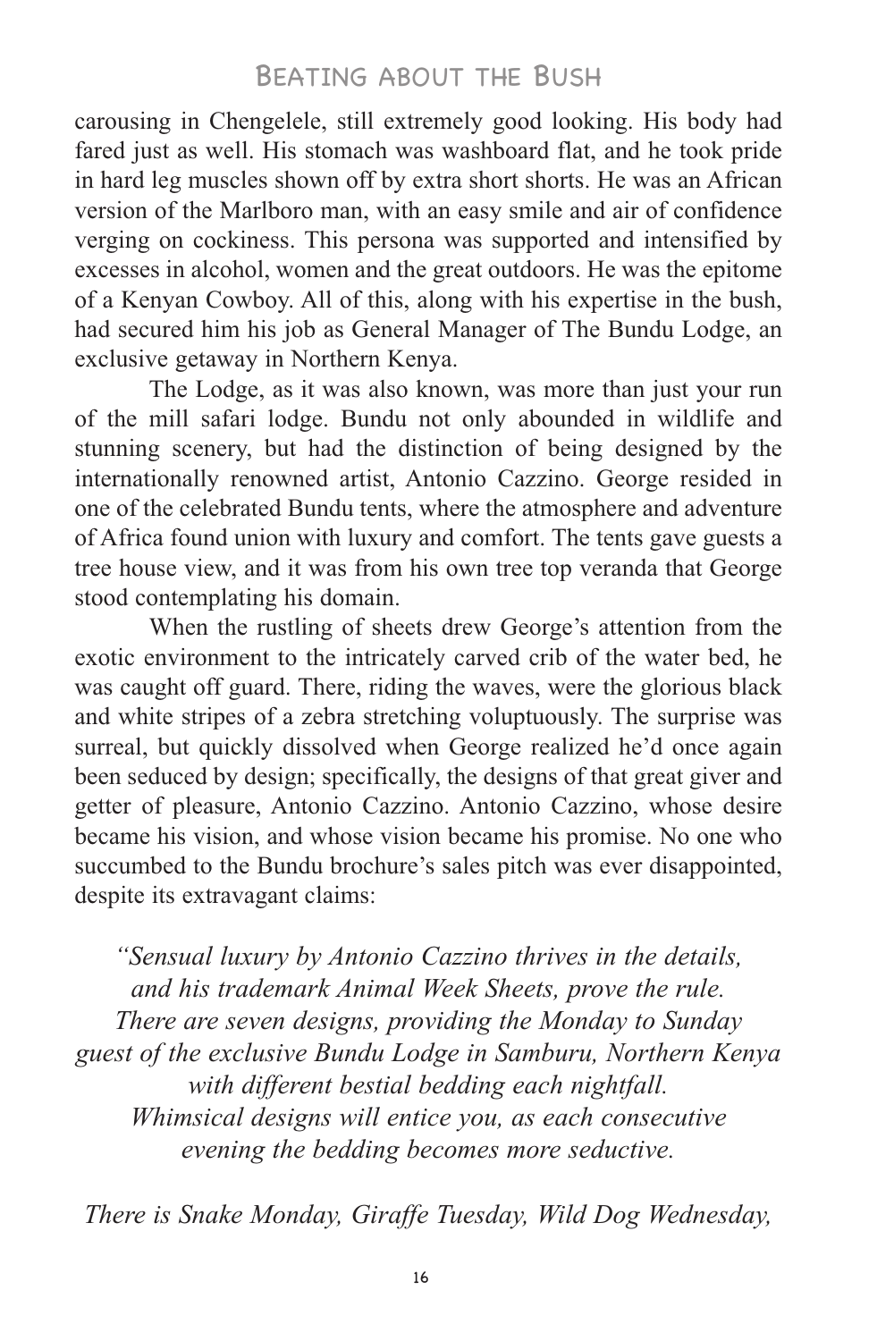carousing in Chengelele, still extremely good looking. His body had fared just as well. His stomach was washboard flat, and he took pride in hard leg muscles shown off by extra short shorts. He was an African version of the Marlboro man, with an easy smile and air of confidence verging on cockiness. This persona was supported and intensified by excesses in alcohol, women and the great outdoors. He was the epitome of a Kenyan Cowboy. All of this, along with his expertise in the bush, had secured him his job as General Manager of The Bundu Lodge, an exclusive getaway in Northern Kenya.

The Lodge, as it was also known, was more than just your run of the mill safari lodge. Bundu not only abounded in wildlife and stunning scenery, but had the distinction of being designed by the internationally renowned artist, Antonio Cazzino. George resided in one of the celebrated Bundu tents, where the atmosphere and adventure of Africa found union with luxury and comfort. The tents gave guests a tree house view, and it was from his own tree top veranda that George stood contemplating his domain.

When the rustling of sheets drew George's attention from the exotic environment to the intricately carved crib of the water bed, he was caught off guard. There, riding the waves, were the glorious black and white stripes of a zebra stretching voluptuously. The surprise was surreal, but quickly dissolved when George realized he'd once again been seduced by design; specifically, the designs of that great giver and getter of pleasure, Antonio Cazzino. Antonio Cazzino, whose desire became his vision, and whose vision became his promise. No one who succumbed to the Bundu brochure's sales pitch was ever disappointed, despite its extravagant claims:

*"Sensual luxury by Antonio Cazzino thrives in the details,*
*and his trademark Animal Week Sheets, prove the rule.*
*There are seven designs, providing the Monday to Sunday*
*guest of the exclusive Bundu Lodge in Samburu, Northern Kenya*
*with different bestial bedding each nightfall.*
*Whimsical designs will entice you, as each consecutive*
*evening the bedding becomes more seductive.*

*There is Snake Monday, Giraffe Tuesday, Wild Dog Wednesday,*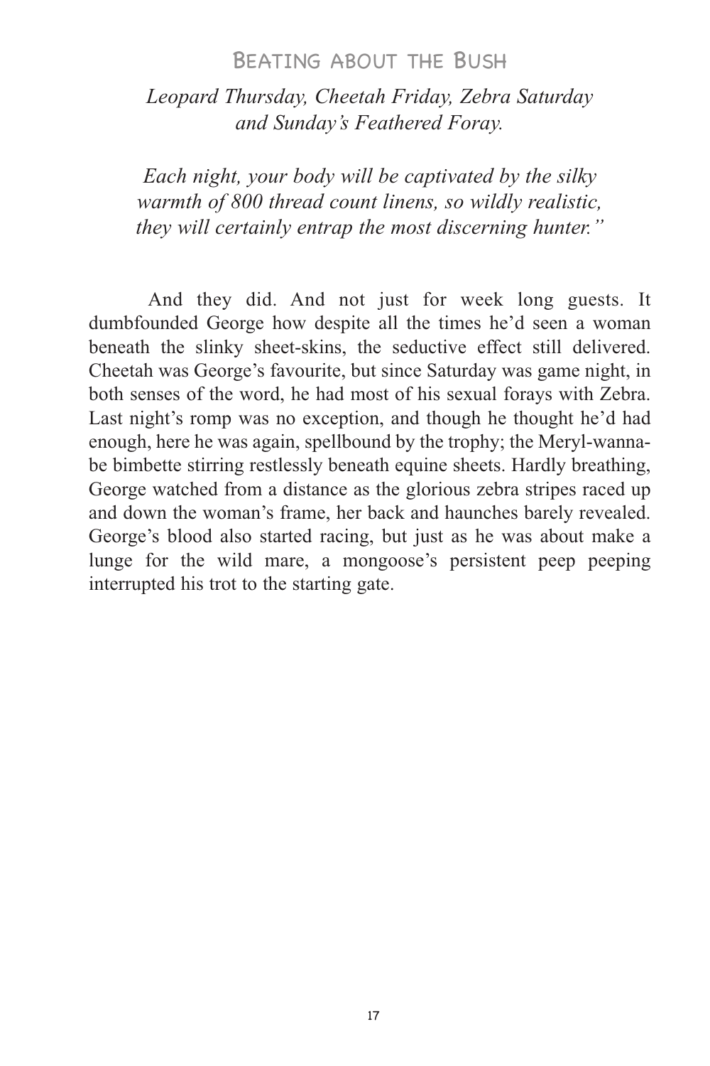*Leopard Thursday, Cheetah Friday, Zebra Saturday and Sunday's Feathered Foray.*

*Each night, your body will be captivated by the silky warmth of 800 thread count linens, so wildly realistic, they will certainly entrap the most discerning hunter."*

And they did. And not just for week long guests. It dumbfounded George how despite all the times he'd seen a woman beneath the slinky sheet-skins, the seductive effect still delivered. Cheetah was George's favourite, but since Saturday was game night, in both senses of the word, he had most of his sexual forays with Zebra. Last night's romp was no exception, and though he thought he'd had enough, here he was again, spellbound by the trophy; the Meryl-wanna-be bimbette stirring restlessly beneath equine sheets. Hardly breathing, George watched from a distance as the glorious zebra stripes raced up and down the woman's frame, her back and haunches barely revealed. George's blood also started racing, but just as he was about make a lunge for the wild mare, a mongoose's persistent peep peeping interrupted his trot to the starting gate.